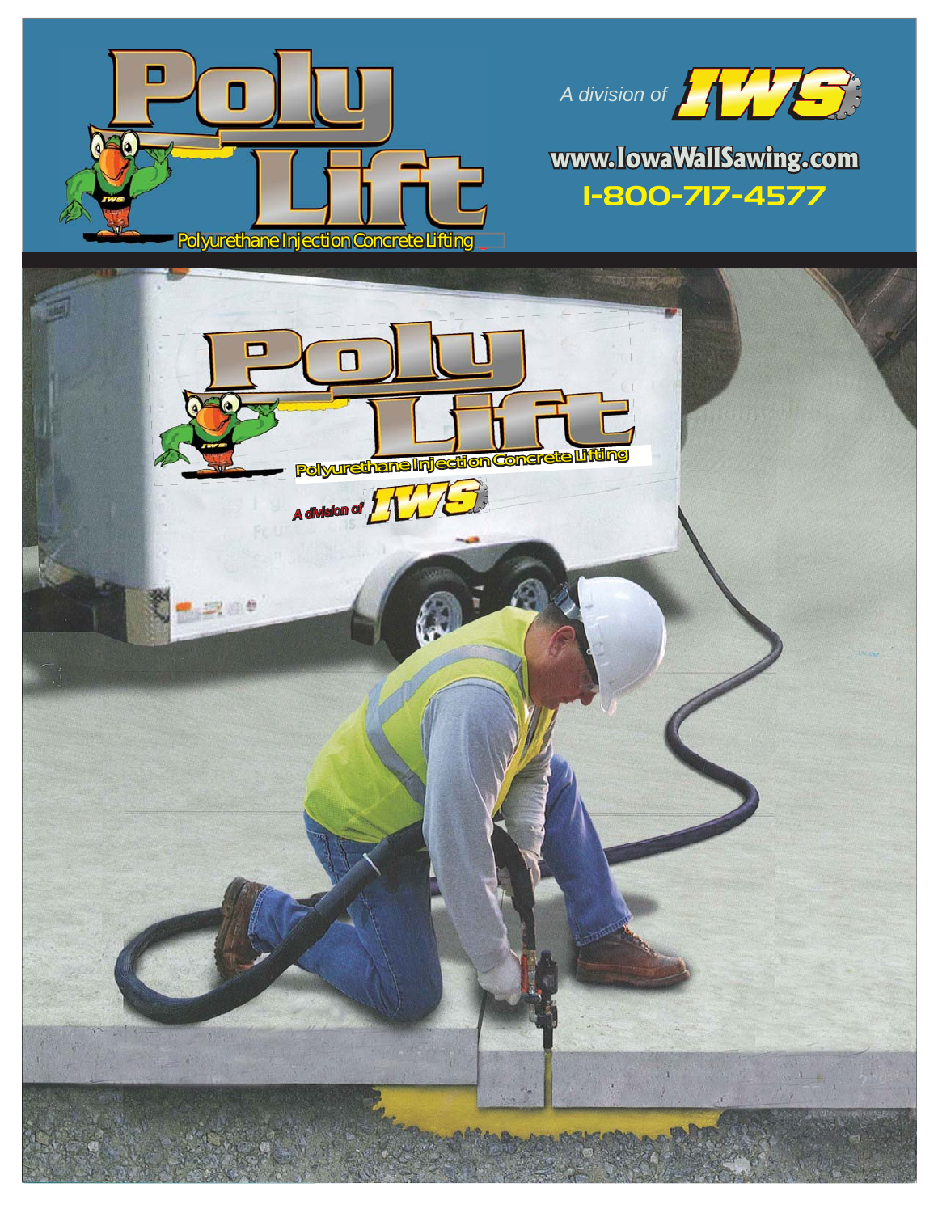# Poly Lift

Polyurethane Injection Concrete Lifting

A division of IWS

www.IowaWallSawing.com

1-800-717-4577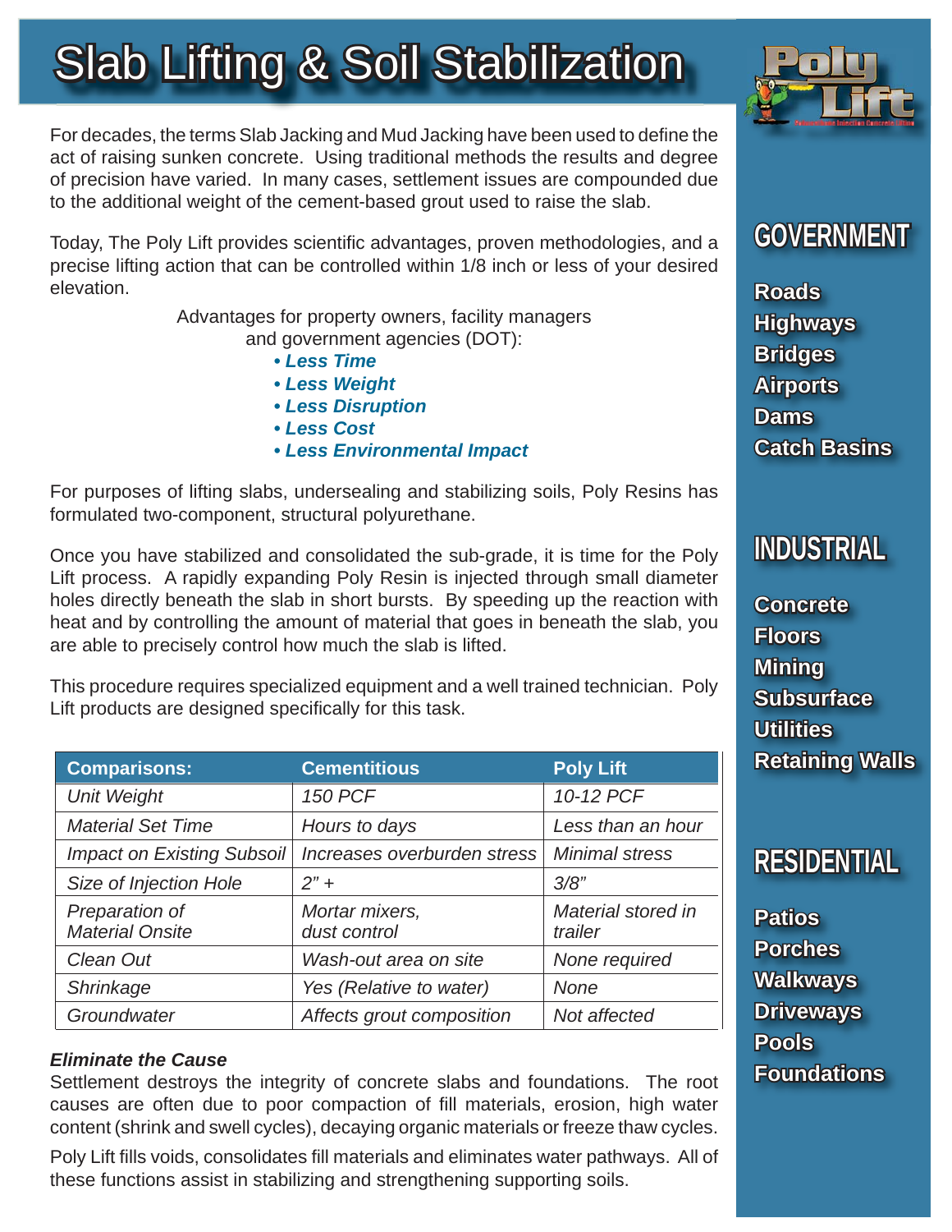# Slab Lifting & Soil Stabilization

For decades, the terms Slab Jacking and Mud Jacking have been used to define the act of raising sunken concrete. Using traditional methods the results and degree of precision have varied. In many cases, settlement issues are compounded due to the additional weight of the cement-based grout used to raise the slab.

Today, The Poly Lift provides scientific advantages, proven methodologies, and a precise lifting action that can be controlled within 1/8 inch or less of your desired elevation.

Advantages for property owners, facility managers and government agencies (DOT):

- ***Less Time***
- ***Less Weight***
- ***Less Disruption***
- ***Less Cost***
- ***Less Environmental Impact***

For purposes of lifting slabs, undersealing and stabilizing soils, Poly Resins has formulated two-component, structural polyurethane.

Once you have stabilized and consolidated the sub-grade, it is time for the Poly Lift process. A rapidly expanding Poly Resin is injected through small diameter holes directly beneath the slab in short bursts. By speeding up the reaction with heat and by controlling the amount of material that goes in beneath the slab, you are able to precisely control how much the slab is lifted.

This procedure requires specialized equipment and a well trained technician. Poly Lift products are designed specifically for this task.

| Comparisons: | Cementitious | Poly Lift |
|---|---|---|
| *Unit Weight* | *150 PCF* | *10-12 PCF* |
| *Material Set Time* | *Hours to days* | *Less than an hour* |
| *Impact on Existing Subsoil* | *Increases overburden stress* | *Minimal stress* |
| *Size of Injection Hole* | *2" +* | *3/8"* |
| *Preparation of Material Onsite* | *Mortar mixers, dust control* | *Material stored in trailer* |
| *Clean Out* | *Wash-out area on site* | *None required* |
| *Shrinkage* | *Yes (Relative to water)* | *None* |
| *Groundwater* | *Affects grout composition* | *Not affected* |

***Eliminate the Cause***

Settlement destroys the integrity of concrete slabs and foundations. The root causes are often due to poor compaction of fill materials, erosion, high water content (shrink and swell cycles), decaying organic materials or freeze thaw cycles.

Poly Lift fills voids, consolidates fill materials and eliminates water pathways. All of these functions assist in stabilizing and strengthening supporting soils.

## GOVERNMENT

**Roads**
**Highways**
**Bridges**
**Airports**
**Dams**
**Catch Basins**

## INDUSTRIAL

**Concrete**
**Floors**
**Mining**
**Subsurface**
**Utilities**
**Retaining Walls**

## RESIDENTIAL

**Patios**
**Porches**
**Walkways**
**Driveways**
**Pools**
**Foundations**